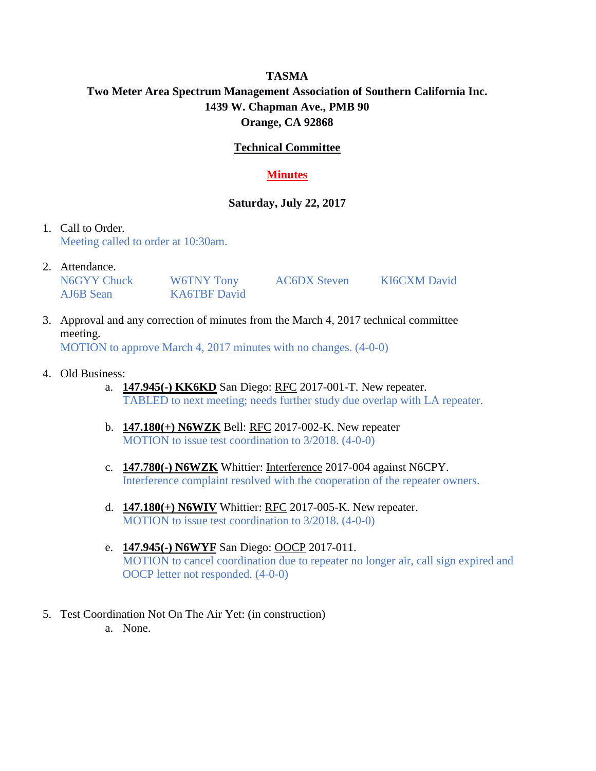**TASMA**

**Two Meter Area Spectrum Management Association of Southern California Inc.**

**1439 W. Chapman Ave., PMB 90**

**Orange, CA 92868**

## Technical Committee

## Minutes

**Saturday, July 22, 2017**

1. Call to Order.
   Meeting called to order at 10:30am.

2. Attendance.

   | | | | |
   |---|---|---|---|
   | N6GYY Chuck | W6TNY Tony | AC6DX Steven | KI6CXM David |
   | AJ6B Sean | KA6TBF David | | |

3. Approval and any correction of minutes from the March 4, 2017 technical committee meeting.
   MOTION to approve March 4, 2017 minutes with no changes. (4-0-0)

4. Old Business:
   a. **147.945(-) KK6KD** San Diego: RFC 2017-001-T. New repeater.
      TABLED to next meeting; needs further study due overlap with LA repeater.

   b. **147.180(+) N6WZK** Bell: RFC 2017-002-K. New repeater
      MOTION to issue test coordination to 3/2018. (4-0-0)

   c. **147.780(-) N6WZK** Whittier: Interference 2017-004 against N6CPY.
      Interference complaint resolved with the cooperation of the repeater owners.

   d. **147.180(+) N6WIV** Whittier: RFC 2017-005-K. New repeater.
      MOTION to issue test coordination to 3/2018. (4-0-0)

   e. **147.945(-) N6WYF** San Diego: OOCP 2017-011.
      MOTION to cancel coordination due to repeater no longer air, call sign expired and OOCP letter not responded. (4-0-0)

5. Test Coordination Not On The Air Yet: (in construction)
   a. None.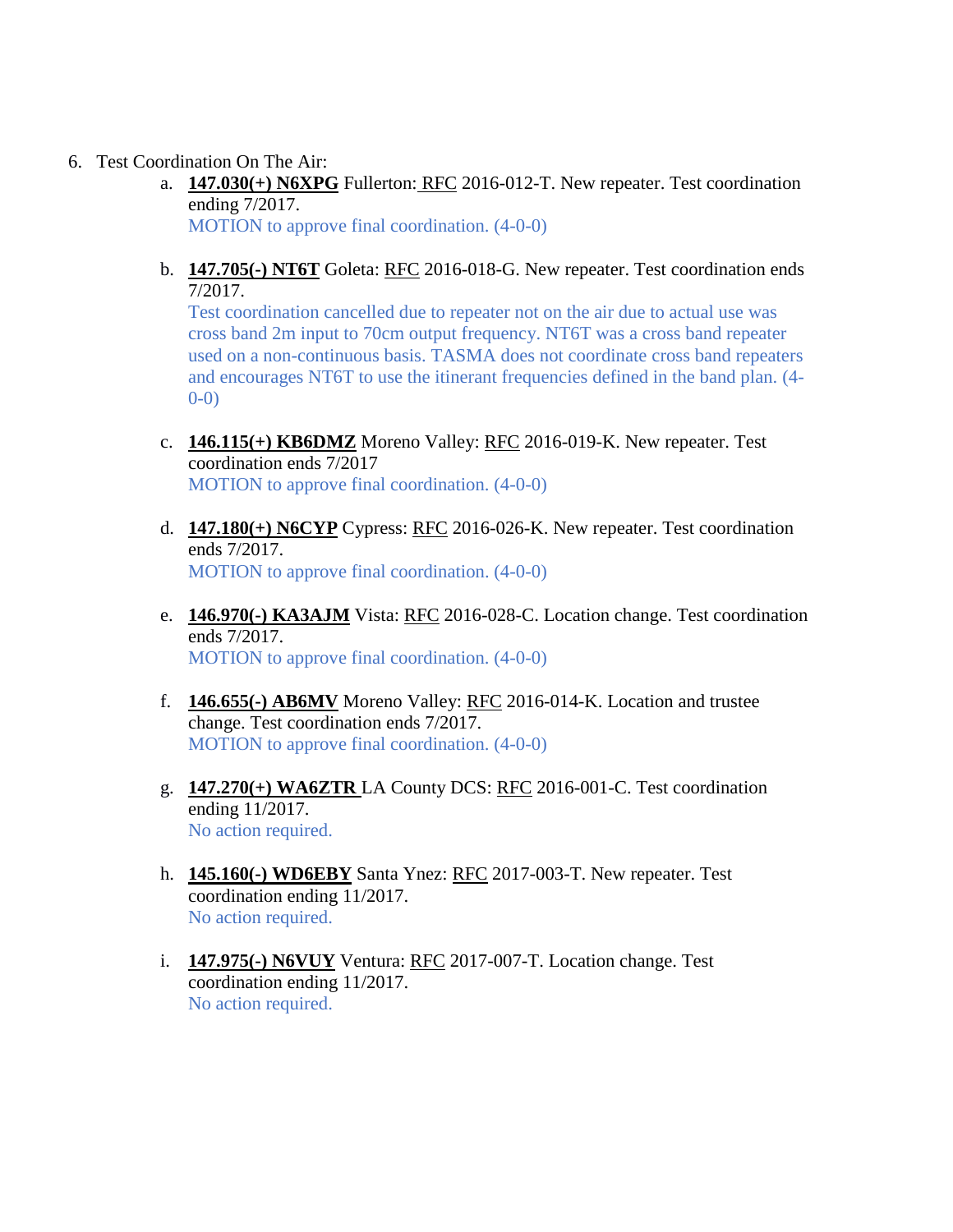6. Test Coordination On The Air:
    a. **147.030(+) N6XPG** Fullerton: RFC 2016-012-T. New repeater. Test coordination ending 7/2017.
       MOTION to approve final coordination. (4-0-0)

    b. **147.705(-) NT6T** Goleta: RFC 2016-018-G. New repeater. Test coordination ends 7/2017.
       Test coordination cancelled due to repeater not on the air due to actual use was cross band 2m input to 70cm output frequency. NT6T was a cross band repeater used on a non-continuous basis. TASMA does not coordinate cross band repeaters and encourages NT6T to use the itinerant frequencies defined in the band plan. (4-0-0)

    c. **146.115(+) KB6DMZ** Moreno Valley: RFC 2016-019-K. New repeater. Test coordination ends 7/2017
       MOTION to approve final coordination. (4-0-0)

    d. **147.180(+) N6CYP** Cypress: RFC 2016-026-K. New repeater. Test coordination ends 7/2017.
       MOTION to approve final coordination. (4-0-0)

    e. **146.970(-) KA3AJM** Vista: RFC 2016-028-C. Location change. Test coordination ends 7/2017.
       MOTION to approve final coordination. (4-0-0)

    f. **146.655(-) AB6MV** Moreno Valley: RFC 2016-014-K. Location and trustee change. Test coordination ends 7/2017.
       MOTION to approve final coordination. (4-0-0)

    g. **147.270(+) WA6ZTR** LA County DCS: RFC 2016-001-C. Test coordination ending 11/2017.
       No action required.

    h. **145.160(-) WD6EBY** Santa Ynez: RFC 2017-003-T. New repeater. Test coordination ending 11/2017.
       No action required.

    i. **147.975(-) N6VUY** Ventura: RFC 2017-007-T. Location change. Test coordination ending 11/2017.
       No action required.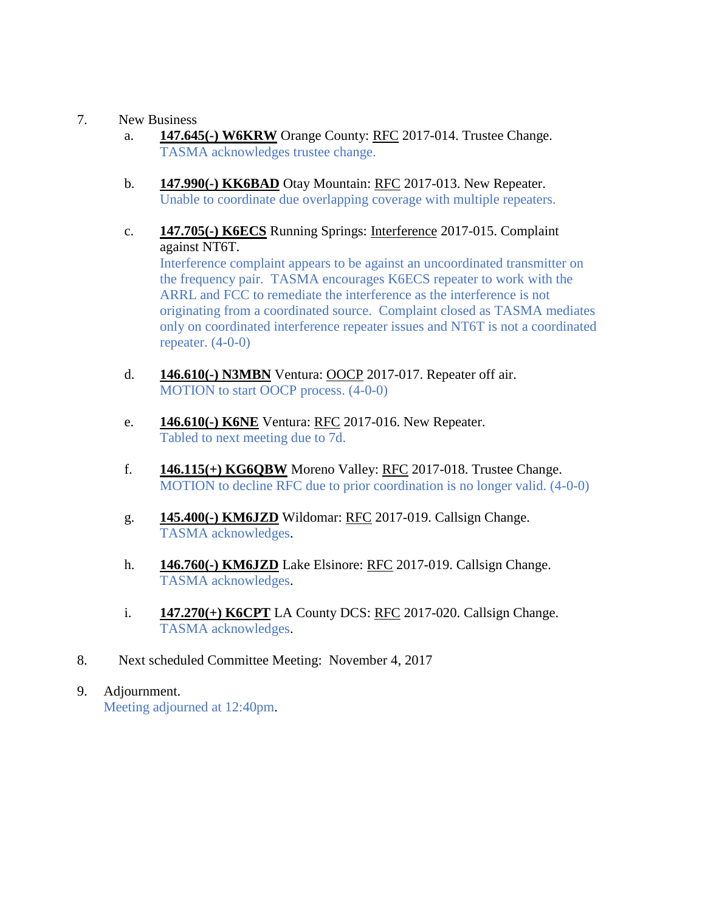7. New Business

   a. **<u>147.645(-) W6KRW</u>** Orange County: <u>RFC</u> 2017-014. Trustee Change.
      TASMA acknowledges trustee change.

   b. **<u>147.990(-) KK6BAD</u>** Otay Mountain: <u>RFC</u> 2017-013. New Repeater.
      Unable to coordinate due overlapping coverage with multiple repeaters.

   c. **<u>147.705(-) K6ECS</u>** Running Springs: <u>Interference</u> 2017-015. Complaint against NT6T.
      Interference complaint appears to be against an uncoordinated transmitter on the frequency pair. TASMA encourages K6ECS repeater to work with the ARRL and FCC to remediate the interference as the interference is not originating from a coordinated source. Complaint closed as TASMA mediates only on coordinated interference repeater issues and NT6T is not a coordinated repeater. (4-0-0)

   d. **<u>146.610(-) N3MBN</u>** Ventura: <u>OOCP</u> 2017-017. Repeater off air.
      MOTION to start OOCP process. (4-0-0)

   e. **<u>146.610(-) K6NE</u>** Ventura: <u>RFC</u> 2017-016. New Repeater.
      Tabled to next meeting due to 7d.

   f. **<u>146.115(+) KG6QBW</u>** Moreno Valley: <u>RFC</u> 2017-018. Trustee Change.
      MOTION to decline RFC due to prior coordination is no longer valid. (4-0-0)

   g. **<u>145.400(-) KM6JZD</u>** Wildomar: <u>RFC</u> 2017-019. Callsign Change.
      TASMA acknowledges.

   h. **<u>146.760(-) KM6JZD</u>** Lake Elsinore: <u>RFC</u> 2017-019. Callsign Change.
      TASMA acknowledges.

   i. **<u>147.270(+) K6CPT</u>** LA County DCS: <u>RFC</u> 2017-020. Callsign Change.
      TASMA acknowledges.

8. Next scheduled Committee Meeting: November 4, 2017

9. Adjournment.
   Meeting adjourned at 12:40pm.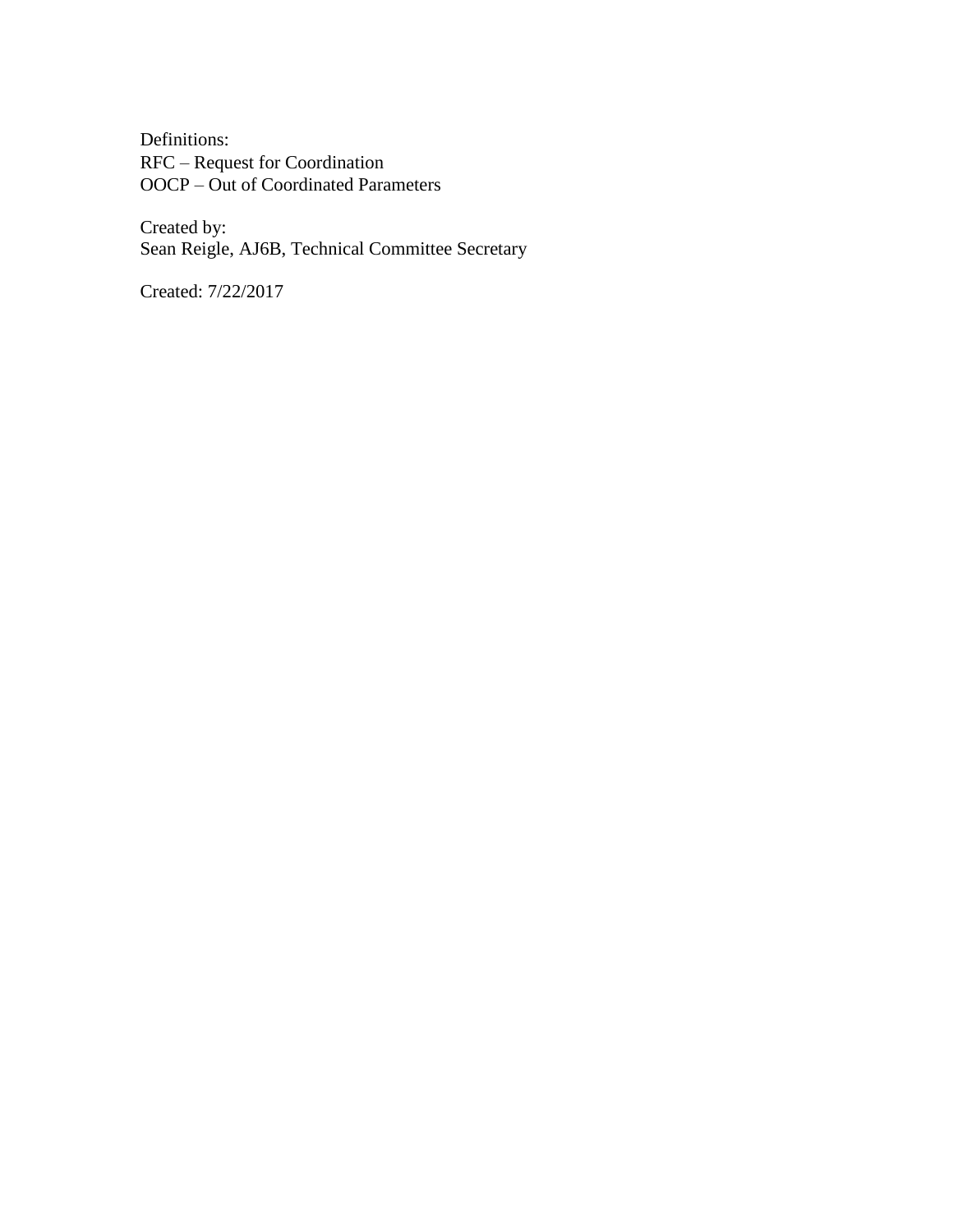Definitions:
RFC – Request for Coordination
OOCP – Out of Coordinated Parameters

Created by:
Sean Reigle, AJ6B, Technical Committee Secretary

Created: 7/22/2017